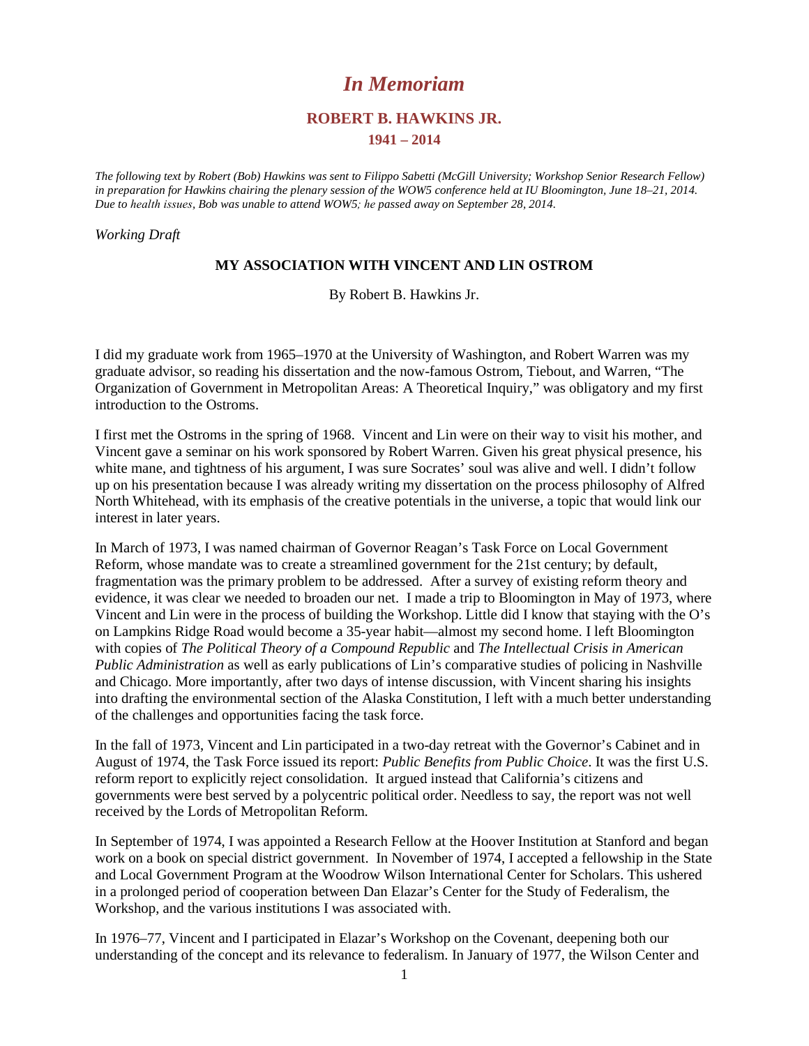# *In Memoriam*

## ROBERT B. HAWKINS JR.

### 1941 – 2014

*The following text by Robert (Bob) Hawkins was sent to Filippo Sabetti (McGill University; Workshop Senior Research Fellow) in preparation for Hawkins chairing the plenary session of the WOW5 conference held at IU Bloomington, June 18–21, 2014. Due to health issues, Bob was unable to attend WOW5; he passed away on September 28, 2014.*

*Working Draft*

**MY ASSOCIATION WITH VINCENT AND LIN OSTROM**

By Robert B. Hawkins Jr.

I did my graduate work from 1965–1970 at the University of Washington, and Robert Warren was my graduate advisor, so reading his dissertation and the now-famous Ostrom, Tiebout, and Warren, "The Organization of Government in Metropolitan Areas: A Theoretical Inquiry," was obligatory and my first introduction to the Ostroms.

I first met the Ostroms in the spring of 1968. Vincent and Lin were on their way to visit his mother, and Vincent gave a seminar on his work sponsored by Robert Warren. Given his great physical presence, his white mane, and tightness of his argument, I was sure Socrates' soul was alive and well. I didn't follow up on his presentation because I was already writing my dissertation on the process philosophy of Alfred North Whitehead, with its emphasis of the creative potentials in the universe, a topic that would link our interest in later years.

In March of 1973, I was named chairman of Governor Reagan's Task Force on Local Government Reform, whose mandate was to create a streamlined government for the 21st century; by default, fragmentation was the primary problem to be addressed. After a survey of existing reform theory and evidence, it was clear we needed to broaden our net. I made a trip to Bloomington in May of 1973, where Vincent and Lin were in the process of building the Workshop. Little did I know that staying with the O's on Lampkins Ridge Road would become a 35-year habit—almost my second home. I left Bloomington with copies of *The Political Theory of a Compound Republic* and *The Intellectual Crisis in American Public Administration* as well as early publications of Lin's comparative studies of policing in Nashville and Chicago. More importantly, after two days of intense discussion, with Vincent sharing his insights into drafting the environmental section of the Alaska Constitution, I left with a much better understanding of the challenges and opportunities facing the task force.

In the fall of 1973, Vincent and Lin participated in a two-day retreat with the Governor's Cabinet and in August of 1974, the Task Force issued its report: *Public Benefits from Public Choice*. It was the first U.S. reform report to explicitly reject consolidation. It argued instead that California's citizens and governments were best served by a polycentric political order. Needless to say, the report was not well received by the Lords of Metropolitan Reform.

In September of 1974, I was appointed a Research Fellow at the Hoover Institution at Stanford and began work on a book on special district government. In November of 1974, I accepted a fellowship in the State and Local Government Program at the Woodrow Wilson International Center for Scholars. This ushered in a prolonged period of cooperation between Dan Elazar's Center for the Study of Federalism, the Workshop, and the various institutions I was associated with.

In 1976–77, Vincent and I participated in Elazar's Workshop on the Covenant, deepening both our understanding of the concept and its relevance to federalism. In January of 1977, the Wilson Center and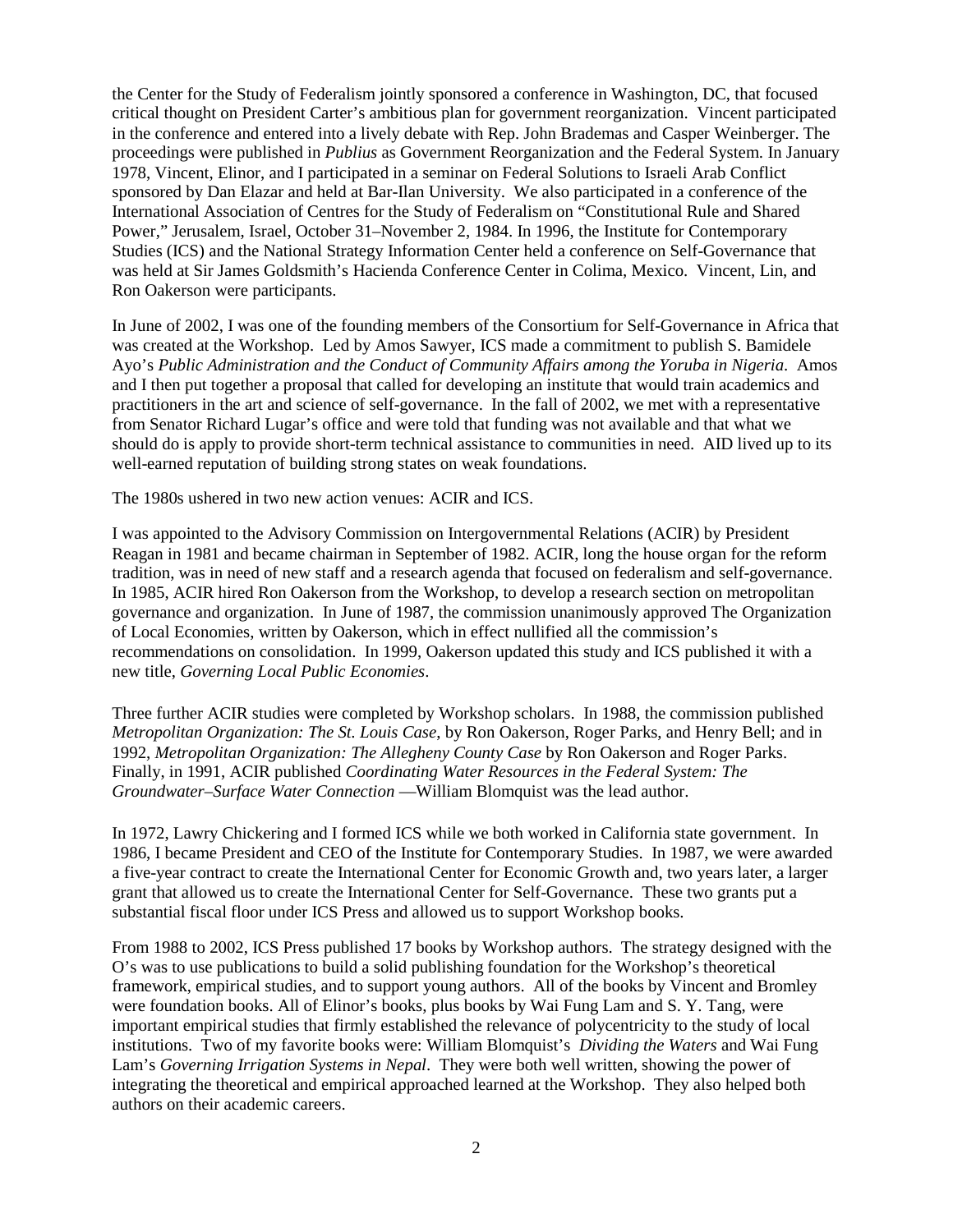the Center for the Study of Federalism jointly sponsored a conference in Washington, DC, that focused critical thought on President Carter's ambitious plan for government reorganization. Vincent participated in the conference and entered into a lively debate with Rep. John Brademas and Casper Weinberger. The proceedings were published in *Publius* as Government Reorganization and the Federal System. In January 1978, Vincent, Elinor, and I participated in a seminar on Federal Solutions to Israeli Arab Conflict sponsored by Dan Elazar and held at Bar-Ilan University. We also participated in a conference of the International Association of Centres for the Study of Federalism on "Constitutional Rule and Shared Power," Jerusalem, Israel, October 31–November 2, 1984. In 1996, the Institute for Contemporary Studies (ICS) and the National Strategy Information Center held a conference on Self-Governance that was held at Sir James Goldsmith's Hacienda Conference Center in Colima, Mexico. Vincent, Lin, and Ron Oakerson were participants.

In June of 2002, I was one of the founding members of the Consortium for Self-Governance in Africa that was created at the Workshop. Led by Amos Sawyer, ICS made a commitment to publish S. Bamidele Ayo's *Public Administration and the Conduct of Community Affairs among the Yoruba in Nigeria*. Amos and I then put together a proposal that called for developing an institute that would train academics and practitioners in the art and science of self-governance. In the fall of 2002, we met with a representative from Senator Richard Lugar's office and were told that funding was not available and that what we should do is apply to provide short-term technical assistance to communities in need. AID lived up to its well-earned reputation of building strong states on weak foundations.

The 1980s ushered in two new action venues: ACIR and ICS.

I was appointed to the Advisory Commission on Intergovernmental Relations (ACIR) by President Reagan in 1981 and became chairman in September of 1982. ACIR, long the house organ for the reform tradition, was in need of new staff and a research agenda that focused on federalism and self-governance. In 1985, ACIR hired Ron Oakerson from the Workshop, to develop a research section on metropolitan governance and organization. In June of 1987, the commission unanimously approved The Organization of Local Economies, written by Oakerson, which in effect nullified all the commission's recommendations on consolidation. In 1999, Oakerson updated this study and ICS published it with a new title, *Governing Local Public Economies*.

Three further ACIR studies were completed by Workshop scholars. In 1988, the commission published *Metropolitan Organization: The St. Louis Case*, by Ron Oakerson, Roger Parks, and Henry Bell; and in 1992, *Metropolitan Organization: The Allegheny County Case* by Ron Oakerson and Roger Parks. Finally, in 1991, ACIR published *Coordinating Water Resources in the Federal System: The Groundwater–Surface Water Connection* —William Blomquist was the lead author.

In 1972, Lawry Chickering and I formed ICS while we both worked in California state government. In 1986, I became President and CEO of the Institute for Contemporary Studies. In 1987, we were awarded a five-year contract to create the International Center for Economic Growth and, two years later, a larger grant that allowed us to create the International Center for Self-Governance. These two grants put a substantial fiscal floor under ICS Press and allowed us to support Workshop books.

From 1988 to 2002, ICS Press published 17 books by Workshop authors. The strategy designed with the O's was to use publications to build a solid publishing foundation for the Workshop's theoretical framework, empirical studies, and to support young authors. All of the books by Vincent and Bromley were foundation books. All of Elinor's books, plus books by Wai Fung Lam and S. Y. Tang, were important empirical studies that firmly established the relevance of polycentricity to the study of local institutions. Two of my favorite books were: William Blomquist's *Dividing the Waters* and Wai Fung Lam's *Governing Irrigation Systems in Nepal*. They were both well written, showing the power of integrating the theoretical and empirical approached learned at the Workshop. They also helped both authors on their academic careers.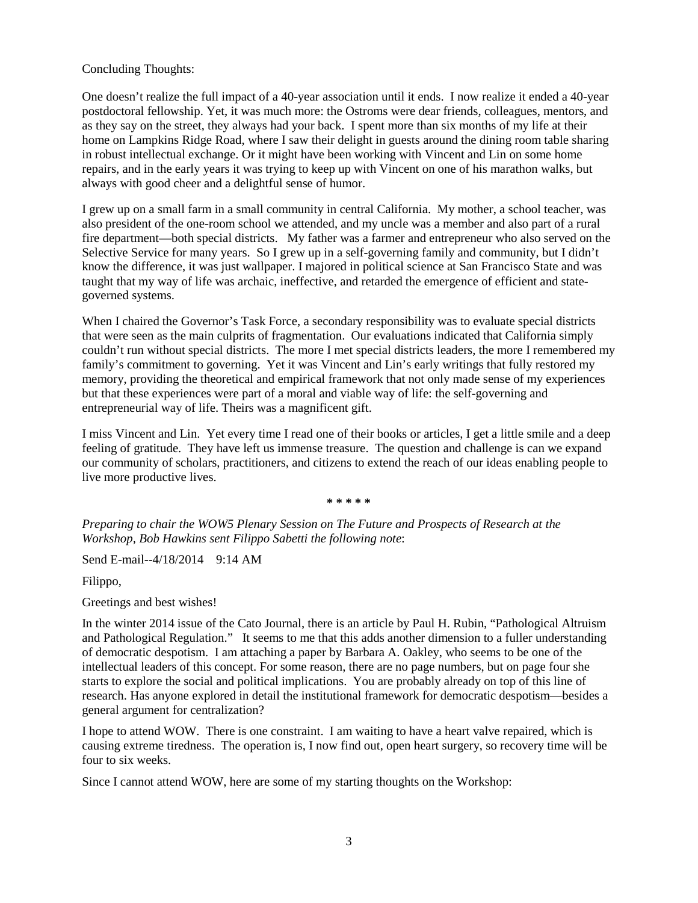Concluding Thoughts:

One doesn't realize the full impact of a 40-year association until it ends. I now realize it ended a 40-year postdoctoral fellowship. Yet, it was much more: the Ostroms were dear friends, colleagues, mentors, and as they say on the street, they always had your back. I spent more than six months of my life at their home on Lampkins Ridge Road, where I saw their delight in guests around the dining room table sharing in robust intellectual exchange. Or it might have been working with Vincent and Lin on some home repairs, and in the early years it was trying to keep up with Vincent on one of his marathon walks, but always with good cheer and a delightful sense of humor.

I grew up on a small farm in a small community in central California. My mother, a school teacher, was also president of the one-room school we attended, and my uncle was a member and also part of a rural fire department—both special districts. My father was a farmer and entrepreneur who also served on the Selective Service for many years. So I grew up in a self-governing family and community, but I didn't know the difference, it was just wallpaper. I majored in political science at San Francisco State and was taught that my way of life was archaic, ineffective, and retarded the emergence of efficient and state-governed systems.

When I chaired the Governor's Task Force, a secondary responsibility was to evaluate special districts that were seen as the main culprits of fragmentation. Our evaluations indicated that California simply couldn't run without special districts. The more I met special districts leaders, the more I remembered my family's commitment to governing. Yet it was Vincent and Lin's early writings that fully restored my memory, providing the theoretical and empirical framework that not only made sense of my experiences but that these experiences were part of a moral and viable way of life: the self-governing and entrepreneurial way of life. Theirs was a magnificent gift.

I miss Vincent and Lin. Yet every time I read one of their books or articles, I get a little smile and a deep feeling of gratitude. They have left us immense treasure. The question and challenge is can we expand our community of scholars, practitioners, and citizens to extend the reach of our ideas enabling people to live more productive lives.

\* \* \* \* \*

*Preparing to chair the WOW5 Plenary Session on The Future and Prospects of Research at the Workshop, Bob Hawkins sent Filippo Sabetti the following note*:

Send E-mail--4/18/2014 9:14 AM

Filippo,

Greetings and best wishes!

In the winter 2014 issue of the Cato Journal, there is an article by Paul H. Rubin, "Pathological Altruism and Pathological Regulation." It seems to me that this adds another dimension to a fuller understanding of democratic despotism. I am attaching a paper by Barbara A. Oakley, who seems to be one of the intellectual leaders of this concept. For some reason, there are no page numbers, but on page four she starts to explore the social and political implications. You are probably already on top of this line of research. Has anyone explored in detail the institutional framework for democratic despotism—besides a general argument for centralization?

I hope to attend WOW. There is one constraint. I am waiting to have a heart valve repaired, which is causing extreme tiredness. The operation is, I now find out, open heart surgery, so recovery time will be four to six weeks.

Since I cannot attend WOW, here are some of my starting thoughts on the Workshop: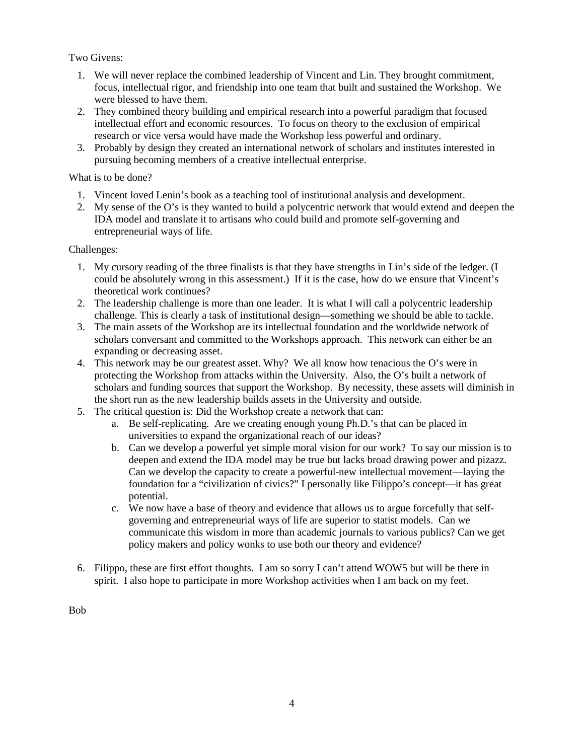Two Givens:

1. We will never replace the combined leadership of Vincent and Lin. They brought commitment, focus, intellectual rigor, and friendship into one team that built and sustained the Workshop. We were blessed to have them.
2. They combined theory building and empirical research into a powerful paradigm that focused intellectual effort and economic resources. To focus on theory to the exclusion of empirical research or vice versa would have made the Workshop less powerful and ordinary.
3. Probably by design they created an international network of scholars and institutes interested in pursuing becoming members of a creative intellectual enterprise.

What is to be done?

1. Vincent loved Lenin's book as a teaching tool of institutional analysis and development.
2. My sense of the O's is they wanted to build a polycentric network that would extend and deepen the IDA model and translate it to artisans who could build and promote self-governing and entrepreneurial ways of life.

Challenges:

1. My cursory reading of the three finalists is that they have strengths in Lin's side of the ledger. (I could be absolutely wrong in this assessment.) If it is the case, how do we ensure that Vincent's theoretical work continues?
2. The leadership challenge is more than one leader. It is what I will call a polycentric leadership challenge. This is clearly a task of institutional design—something we should be able to tackle.
3. The main assets of the Workshop are its intellectual foundation and the worldwide network of scholars conversant and committed to the Workshops approach. This network can either be an expanding or decreasing asset.
4. This network may be our greatest asset. Why? We all know how tenacious the O's were in protecting the Workshop from attacks within the University. Also, the O's built a network of scholars and funding sources that support the Workshop. By necessity, these assets will diminish in the short run as the new leadership builds assets in the University and outside.
5. The critical question is: Did the Workshop create a network that can:
   a. Be self-replicating. Are we creating enough young Ph.D.'s that can be placed in universities to expand the organizational reach of our ideas?
   b. Can we develop a powerful yet simple moral vision for our work? To say our mission is to deepen and extend the IDA model may be true but lacks broad drawing power and pizazz. Can we develop the capacity to create a powerful-new intellectual movement—laying the foundation for a "civilization of civics?" I personally like Filippo's concept—it has great potential.
   c. We now have a base of theory and evidence that allows us to argue forcefully that self-governing and entrepreneurial ways of life are superior to statist models. Can we communicate this wisdom in more than academic journals to various publics? Can we get policy makers and policy wonks to use both our theory and evidence?

6. Filippo, these are first effort thoughts. I am so sorry I can't attend WOW5 but will be there in spirit. I also hope to participate in more Workshop activities when I am back on my feet.

Bob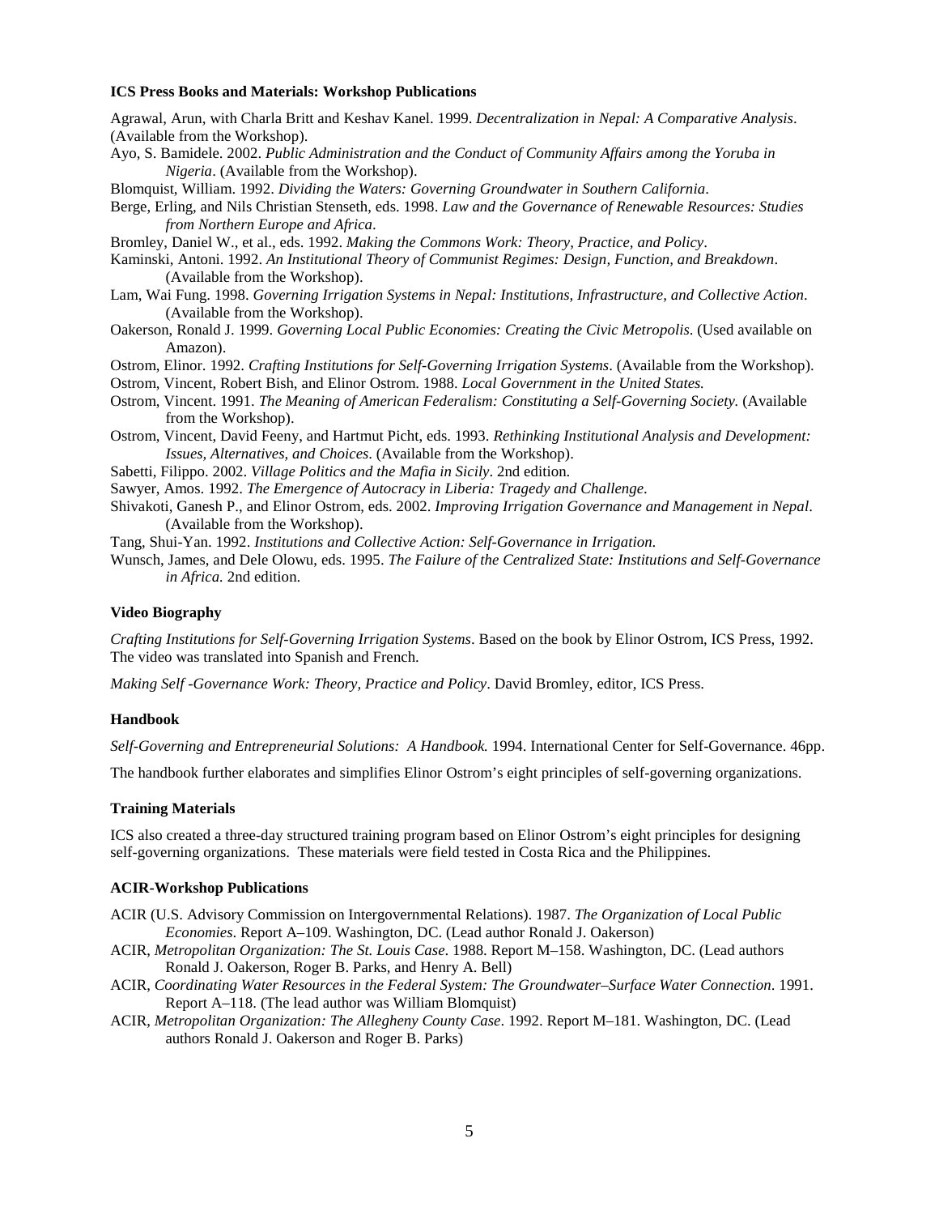**ICS Press Books and Materials: Workshop Publications**

Agrawal, Arun, with Charla Britt and Keshav Kanel. 1999. *Decentralization in Nepal: A Comparative Analysis*. (Available from the Workshop).

Ayo, S. Bamidele. 2002. *Public Administration and the Conduct of Community Affairs among the Yoruba in Nigeria*. (Available from the Workshop).

Blomquist, William. 1992. *Dividing the Waters: Governing Groundwater in Southern California*.

Berge, Erling, and Nils Christian Stenseth, eds. 1998. *Law and the Governance of Renewable Resources: Studies from Northern Europe and Africa*.

Bromley, Daniel W., et al., eds. 1992. *Making the Commons Work: Theory, Practice, and Policy*.

Kaminski, Antoni. 1992. *An Institutional Theory of Communist Regimes: Design, Function, and Breakdown*. (Available from the Workshop).

Lam, Wai Fung. 1998. *Governing Irrigation Systems in Nepal: Institutions, Infrastructure, and Collective Action*. (Available from the Workshop).

Oakerson, Ronald J. 1999. *Governing Local Public Economies: Creating the Civic Metropolis*. (Used available on Amazon).

Ostrom, Elinor. 1992. *Crafting Institutions for Self-Governing Irrigation Systems*. (Available from the Workshop).

Ostrom, Vincent, Robert Bish, and Elinor Ostrom. 1988. *Local Government in the United States.*

Ostrom, Vincent. 1991. *The Meaning of American Federalism: Constituting a Self-Governing Society.* (Available from the Workshop).

Ostrom, Vincent, David Feeny, and Hartmut Picht, eds. 1993. *Rethinking Institutional Analysis and Development: Issues, Alternatives, and Choices*. (Available from the Workshop).

Sabetti, Filippo. 2002. *Village Politics and the Mafia in Sicily*. 2nd edition.

Sawyer, Amos. 1992. *The Emergence of Autocracy in Liberia: Tragedy and Challenge*.

Shivakoti, Ganesh P., and Elinor Ostrom, eds. 2002. *Improving Irrigation Governance and Management in Nepal*. (Available from the Workshop).

Tang, Shui-Yan. 1992. *Institutions and Collective Action: Self-Governance in Irrigation*.

Wunsch, James, and Dele Olowu, eds. 1995. *The Failure of the Centralized State: Institutions and Self-Governance in Africa.* 2nd edition.

**Video Biography**

*Crafting Institutions for Self-Governing Irrigation Systems*. Based on the book by Elinor Ostrom, ICS Press, 1992. The video was translated into Spanish and French.

*Making Self -Governance Work: Theory, Practice and Policy*. David Bromley, editor, ICS Press.

**Handbook**

*Self-Governing and Entrepreneurial Solutions: A Handbook.* 1994. International Center for Self-Governance. 46pp.

The handbook further elaborates and simplifies Elinor Ostrom's eight principles of self-governing organizations.

**Training Materials**

ICS also created a three-day structured training program based on Elinor Ostrom's eight principles for designing self-governing organizations. These materials were field tested in Costa Rica and the Philippines.

**ACIR-Workshop Publications**

ACIR (U.S. Advisory Commission on Intergovernmental Relations). 1987. *The Organization of Local Public Economies*. Report A–109. Washington, DC. (Lead author Ronald J. Oakerson)

ACIR, *Metropolitan Organization: The St. Louis Case*. 1988. Report M–158. Washington, DC. (Lead authors Ronald J. Oakerson, Roger B. Parks, and Henry A. Bell)

ACIR, *Coordinating Water Resources in the Federal System: The Groundwater–Surface Water Connection*. 1991. Report A–118. (The lead author was William Blomquist)

ACIR, *Metropolitan Organization: The Allegheny County Case*. 1992. Report M–181. Washington, DC. (Lead authors Ronald J. Oakerson and Roger B. Parks)